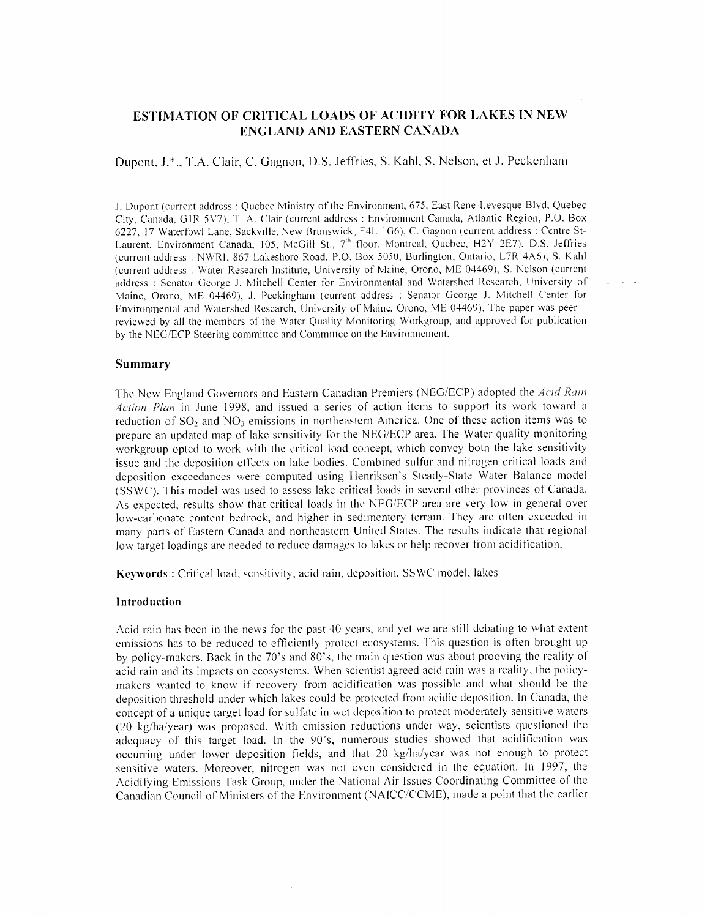# ESTIMATION OF CRITICAL LOADS OF ACIDITY FOR LAKES IN NEW ENGLAND AND EASTERN CANADA

Dupont, J.*., T.A. Clair, C. Gagnon, D.S. Jeffries, S. Kahl, S. Nelson, et J. Peckenham

J. Dupont (current address : Quebec Ministry of the Environment, 675, East Rene-Levesque Blvd, Quebec City, Canada, G1R 5V7), T. A. Clair (current address : Environment Canada, Atlantic Region, P.O. Box 6227, 17 Waterfowl Lane, Sackville, New Brunswick, E4L 1G6), C. Gagnon (current address : Centre St-Laurent, Environment Canada, 105, McGill St., 7th floor, Montreal, Quebec, H2Y 2E7), D.S. Jeffries (current address : NWRI, 867 Lakeshore Road, P.O. Box 5050, Burlington, Ontario, L7R 4A6), S. Kahl (current address : Water Research Institute, University of Maine, Orono, ME 04469), S. Nelson (current address : Senator George J. Mitchell Center for Environmental and Watershed Research, University of Maine, Orono, ME 04469), J. Peckingham (current address : Senator George J. Mitchell Center for Environmental and Watershed Research, University of Maine, Orono, ME 04469). The paper was peer - reviewed by all the members of the Water Quality Monitoring Workgroup, and approved for publication by the NEG/ECP Steering committee and Committee on the Environnement.

## Summary

The New England Governors and Eastern Canadian Premiers (NEG/ECP) adopted the *Acid Rain Action Plan* in June 1998, and issued a series of action items to support its work toward a reduction of $SO_2$ and $NO_3$ emissions in northeastern America. One of these action items was to prepare an updated map of lake sensitivity for the NEG/ECP area. The Water quality monitoring workgroup opted to work with the critical load concept, which convey both the lake sensitivity issue and the deposition effects on lake bodies. Combined sulfur and nitrogen critical loads and deposition exceedances were computed using Henriksen's Steady-State Water Balance model (SSWC). This model was used to assess lake critical loads in several other provinces of Canada. As expected, results show that critical loads in the NEG/ECP area are very low in general over low-carbonate content bedrock, and higher in sedimentory terrain. They are often exceeded in many parts of Eastern Canada and northeastern United States. The results indicate that regional low target loadings are needed to reduce damages to lakes or help recover from acidification.

**Keywords** : Critical load, sensitivity, acid rain, deposition, SSWC model, lakes

### Introduction

Acid rain has been in the news for the past 40 years, and yet we are still debating to what extent emissions has to be reduced to efficiently protect ecosystems. This question is often brought up by policy-makers. Back in the 70's and 80's, the main question was about prooving the reality of acid rain and its impacts on ecosystems. When scientist agreed acid rain was a reality, the policy-makers wanted to know if recovery from acidification was possible and what should be the deposition threshold under which lakes could be protected from acidic deposition. In Canada, the concept of a unique target load for sulfate in wet deposition to protect moderately sensitive waters (20 kg/ha/year) was proposed. With emission reductions under way, scientists questioned the adequacy of this target load. In the 90's, numerous studies showed that acidification was occurring under lower deposition fields, and that 20 kg/ha/year was not enough to protect sensitive waters. Moreover, nitrogen was not even considered in the equation. In 1997, the Acidifying Emissions Task Group, under the National Air Issues Coordinating Committee of the Canadian Council of Ministers of the Environment (NAICC/CCME), made a point that the earlier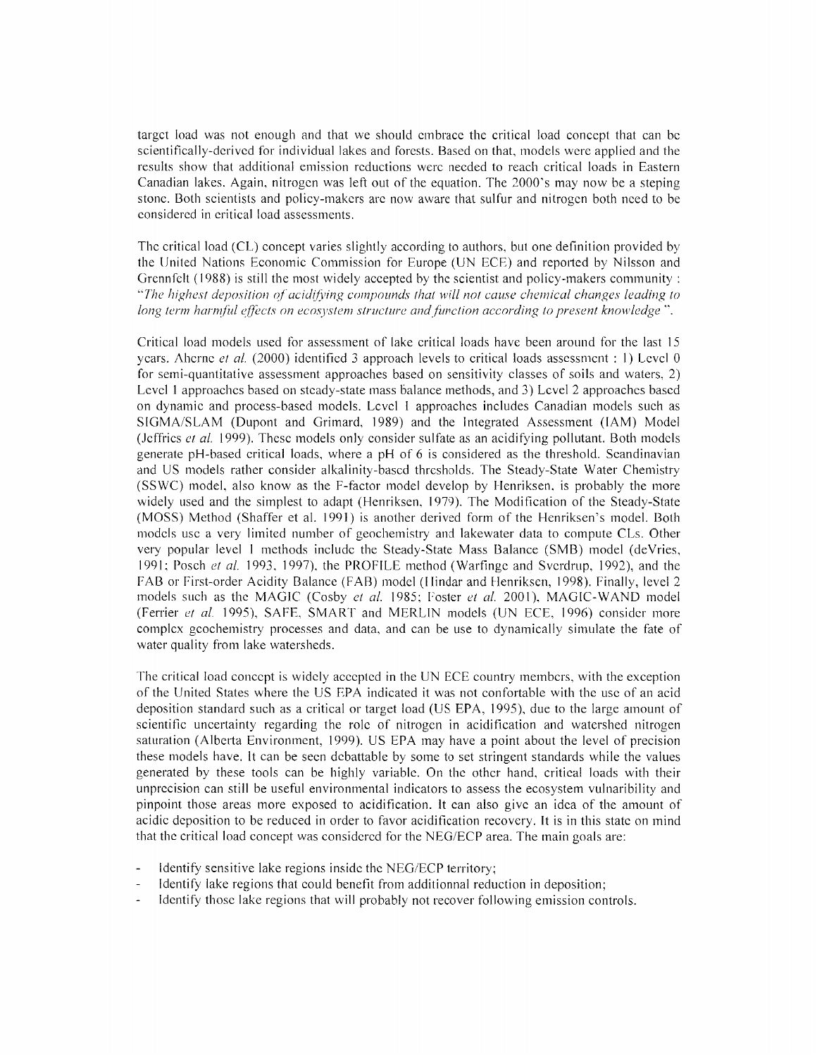target load was not enough and that we should embrace the critical load concept that can be scientifically-derived for individual lakes and forests. Based on that, models were applied and the results show that additional emission reductions were needed to reach critical loads in Eastern Canadian lakes. Again, nitrogen was left out of the equation. The 2000's may now be a steping stone. Both scientists and policy-makers are now aware that sulfur and nitrogen both need to be considered in critical load assessments.

The critical load (CL) concept varies slightly according to authors, but one definition provided by the United Nations Economic Commission for Europe (UN ECE) and reported by Nilsson and Grennfelt (1988) is still the most widely accepted by the scientist and policy-makers community : "*The highest deposition of acidifying compounds that will not cause chemical changes leading to long term harmful effects on ecosystem structure and function according to present knowledge*".

Critical load models used for assessment of lake critical loads have been around for the last 15 years. Aherne *et al.* (2000) identified 3 approach levels to critical loads assessment : 1) Level 0 for semi-quantitative assessment approaches based on sensitivity classes of soils and waters, 2) Level 1 approaches based on steady-state mass balance methods, and 3) Level 2 approaches based on dynamic and process-based models. Level 1 approaches includes Canadian models such as SIGMA/SLAM (Dupont and Grimard, 1989) and the Integrated Assessment (IAM) Model (Jeffries *et al.* 1999). These models only consider sulfate as an acidifying pollutant. Both models generate pH-based critical loads, where a pH of 6 is considered as the threshold. Scandinavian and US models rather consider alkalinity-based thresholds. The Steady-State Water Chemistry (SSWC) model, also know as the F-factor model develop by Henriksen, is probably the more widely used and the simplest to adapt (Henriksen, 1979). The Modification of the Steady-State (MOSS) Method (Shaffer et al. 1991) is another derived form of the Henriksen's model. Both models use a very limited number of geochemistry and lakewater data to compute CLs. Other very popular level 1 methods include the Steady-State Mass Balance (SMB) model (deVries, 1991; Posch *et al.* 1993, 1997), the PROFILE method (Warfinge and Sverdrup, 1992), and the FAB or First-order Acidity Balance (FAB) model (Hindar and Henriksen, 1998). Finally, level 2 models such as the MAGIC (Cosby *et al.* 1985; Foster *et al.* 2001), MAGIC-WAND model (Ferrier *et al.* 1995), SAFE, SMART and MERLIN models (UN ECE, 1996) consider more complex geochemistry processes and data, and can be use to dynamically simulate the fate of water quality from lake watersheds.

The critical load concept is widely accepted in the UN ECE country members, with the exception of the United States where the US EPA indicated it was not confortable with the use of an acid deposition standard such as a critical or target load (US EPA, 1995), due to the large amount of scientific uncertainty regarding the role of nitrogen in acidification and watershed nitrogen saturation (Alberta Environment, 1999). US EPA may have a point about the level of precision these models have. It can be seen debattable by some to set stringent standards while the values generated by these tools can be highly variable. On the other hand, critical loads with their unprecision can still be useful environmental indicators to assess the ecosystem vulnaribility and pinpoint those areas more exposed to acidification. It can also give an idea of the amount of acidic deposition to be reduced in order to favor acidification recovery. It is in this state on mind that the critical load concept was considered for the NEG/ECP area. The main goals are:

- Identify sensitive lake regions inside the NEG/ECP territory;
- Identify lake regions that could benefit from additionnal reduction in deposition;
- Identify those lake regions that will probably not recover following emission controls.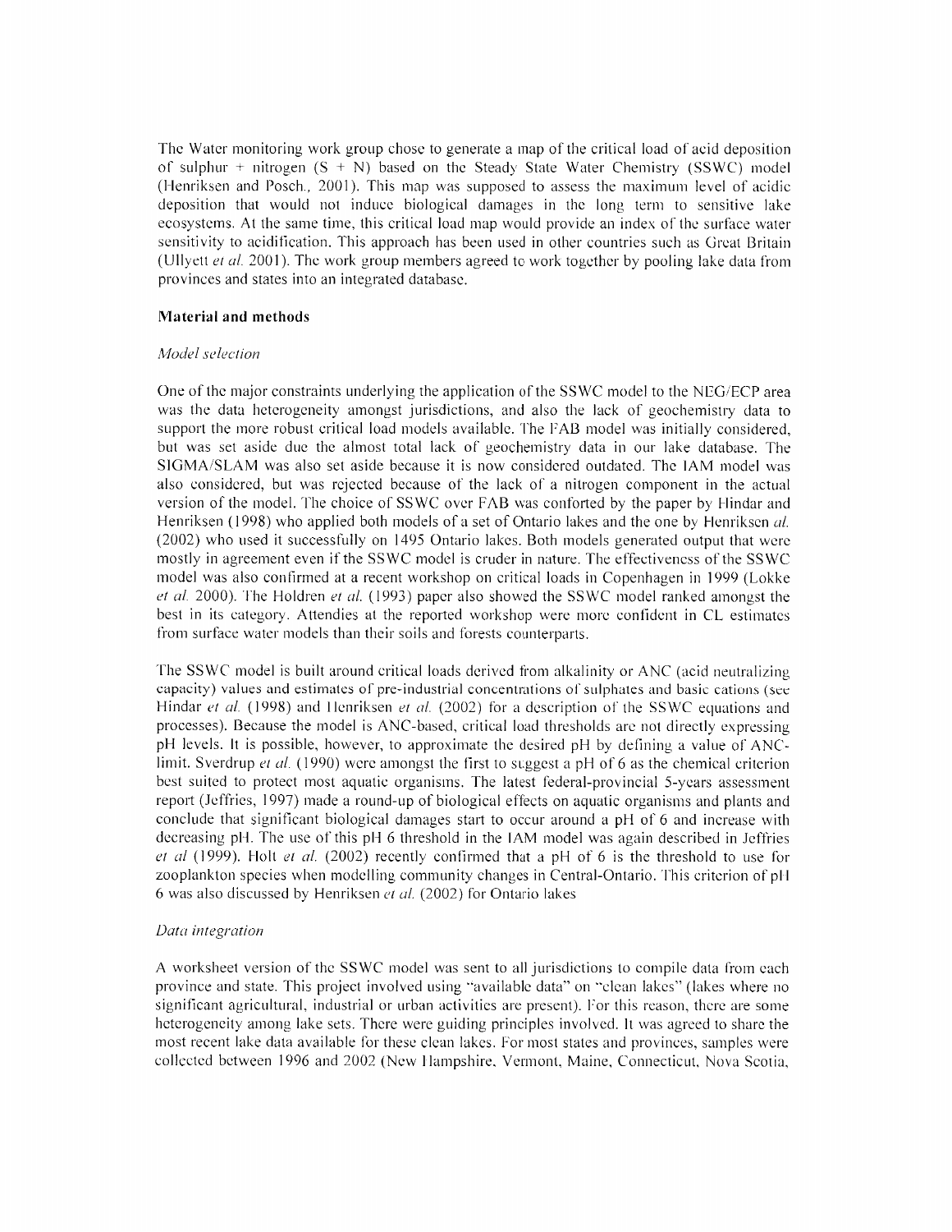The Water monitoring work group chose to generate a map of the critical load of acid deposition of sulphur + nitrogen (S + N) based on the Steady State Water Chemistry (SSWC) model (Henriksen and Posch., 2001). This map was supposed to assess the maximum level of acidic deposition that would not induce biological damages in the long term to sensitive lake ecosystems. At the same time, this critical load map would provide an index of the surface water sensitivity to acidification. This approach has been used in other countries such as Great Britain (Ullyett *et al.* 2001). The work group members agreed to work together by pooling lake data from provinces and states into an integrated database.

## Material and methods

### *Model selection*

One of the major constraints underlying the application of the SSWC model to the NEG/ECP area was the data heterogeneity amongst jurisdictions, and also the lack of geochemistry data to support the more robust critical load models available. The FAB model was initially considered, but was set aside due the almost total lack of geochemistry data in our lake database. The SIGMA/SLAM was also set aside because it is now considered outdated. The IAM model was also considered, but was rejected because of the lack of a nitrogen component in the actual version of the model. The choice of SSWC over FAB was conforted by the paper by Hindar and Henriksen (1998) who applied both models of a set of Ontario lakes and the one by Henriksen *al.* (2002) who used it successfully on 1495 Ontario lakes. Both models generated output that were mostly in agreement even if the SSWC model is cruder in nature. The effectiveness of the SSWC model was also confirmed at a recent workshop on critical loads in Copenhagen in 1999 (Lokke *et al.* 2000). The Holdren *et al.* (1993) paper also showed the SSWC model ranked amongst the best in its category. Attendies at the reported workshop were more confident in CL estimates from surface water models than their soils and forests counterparts.

The SSWC model is built around critical loads derived from alkalinity or ANC (acid neutralizing capacity) values and estimates of pre-industrial concentrations of sulphates and basic cations (see Hindar *et al.* (1998) and Henriksen *et al.* (2002) for a description of the SSWC equations and processes). Because the model is ANC-based, critical load thresholds are not directly expressing pH levels. It is possible, however, to approximate the desired pH by defining a value of ANC-limit. Sverdrup *et al.* (1990) were amongst the first to suggest a pH of 6 as the chemical criterion best suited to protect most aquatic organisms. The latest federal-provincial 5-years assessment report (Jeffries, 1997) made a round-up of biological effects on aquatic organisms and plants and conclude that significant biological damages start to occur around a pH of 6 and increase with decreasing pH. The use of this pH 6 threshold in the IAM model was again described in Jeffries *et al* (1999). Holt *et al.* (2002) recently confirmed that a pH of 6 is the threshold to use for zooplankton species when modelling community changes in Central-Ontario. This criterion of pH 6 was also discussed by Henriksen *et al.* (2002) for Ontario lakes

### *Data integration*

A worksheet version of the SSWC model was sent to all jurisdictions to compile data from each province and state. This project involved using "available data" on "clean lakes" (lakes where no significant agricultural, industrial or urban activities are present). For this reason, there are some heterogeneity among lake sets. There were guiding principles involved. It was agreed to share the most recent lake data available for these clean lakes. For most states and provinces, samples were collected between 1996 and 2002 (New Hampshire, Vermont, Maine, Connecticut, Nova Scotia,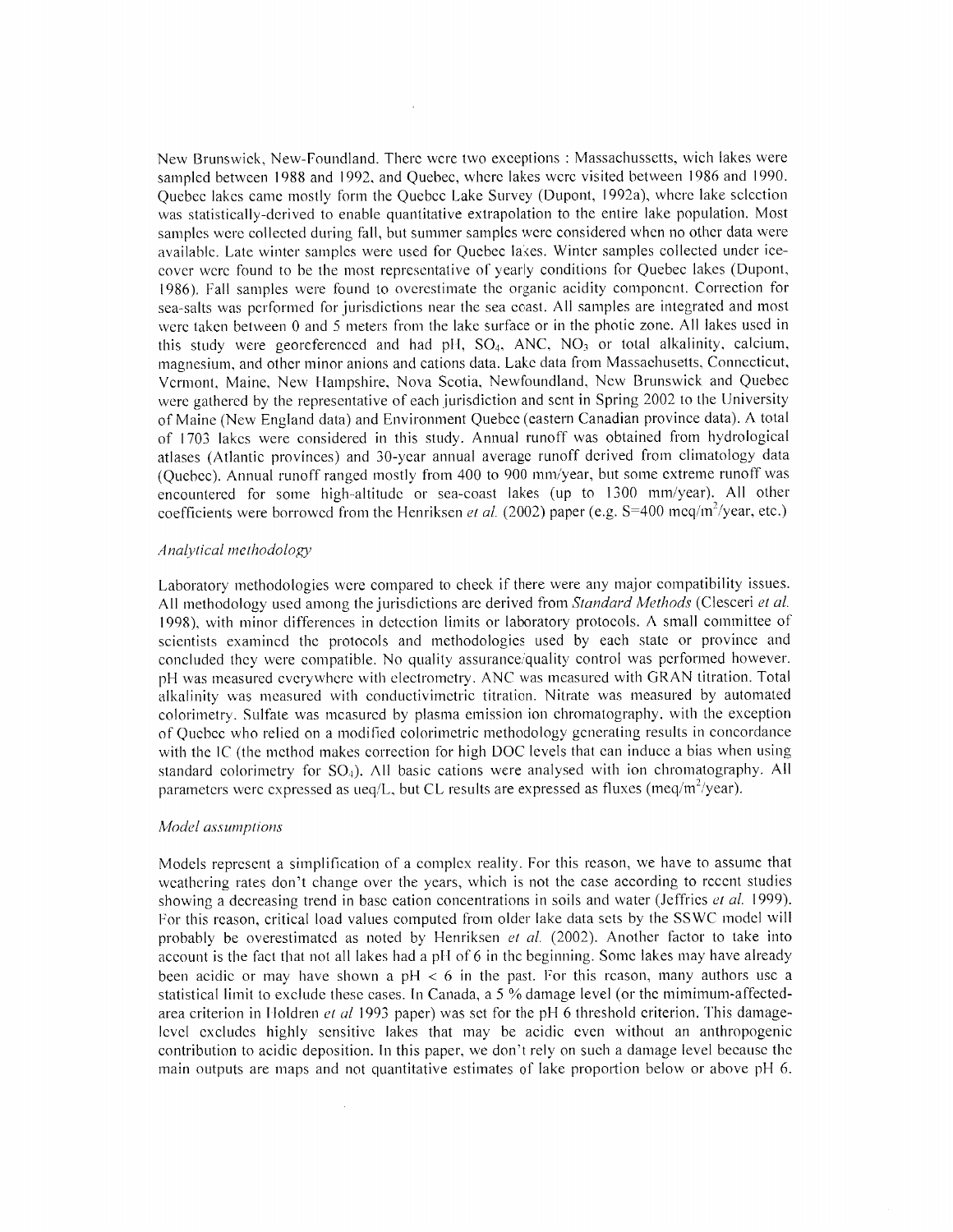New Brunswick, New-Foundland. There were two exceptions : Massachussetts, wich lakes were sampled between 1988 and 1992, and Quebec, where lakes were visited between 1986 and 1990. Quebec lakes came mostly form the Quebec Lake Survey (Dupont, 1992a), where lake selection was statistically-derived to enable quantitative extrapolation to the entire lake population. Most samples were collected during fall, but summer samples were considered when no other data were available. Late winter samples were used for Quebec lakes. Winter samples collected under ice-cover were found to be the most representative of yearly conditions for Quebec lakes (Dupont, 1986). Fall samples were found to overestimate the organic acidity component. Correction for sea-salts was performed for jurisdictions near the sea coast. All samples are integrated and most were taken between 0 and 5 meters from the lake surface or in the photic zone. All lakes used in this study were georeferenced and had pH, $SO_4$, ANC, $NO_3$ or total alkalinity, calcium, magnesium, and other minor anions and cations data. Lake data from Massachusetts, Connecticut, Vermont, Maine, New Hampshire, Nova Scotia, Newfoundland, New Brunswick and Quebec were gathered by the representative of each jurisdiction and sent in Spring 2002 to the University of Maine (New England data) and Environment Quebec (eastern Canadian province data). A total of 1703 lakes were considered in this study. Annual runoff was obtained from hydrological atlases (Atlantic provinces) and 30-year annual average runoff derived from climatology data (Quebec). Annual runoff ranged mostly from 400 to 900 mm/year, but some extreme runoff was encountered for some high-altitude or sea-coast lakes (up to 1300 mm/year). All other coefficients were borrowed from the Henriksen *et al.* (2002) paper (e.g. S=400 meq/m$^2$/year, etc.)

*Analytical methodology*

Laboratory methodologies were compared to check if there were any major compatibility issues. All methodology used among the jurisdictions are derived from *Standard Methods* (Clesceri *et al.* 1998), with minor differences in detection limits or laboratory protocols. A small committee of scientists examined the protocols and methodologies used by each state or province and concluded they were compatible. No quality assurance/quality control was performed however. pH was measured everywhere with electrometry. ANC was measured with GRAN titration. Total alkalinity was measured with conductivimetric titration. Nitrate was measured by automated colorimetry. Sulfate was measured by plasma emission ion chromatography, with the exception of Quebec who relied on a modified colorimetric methodology generating results in concordance with the IC (the method makes correction for high DOC levels that can induce a bias when using standard colorimetry for $SO_4$). All basic cations were analysed with ion chromatography. All parameters were expressed as ueq/L, but CL results are expressed as fluxes (meq/m$^2$/year).

*Model assumptions*

Models represent a simplification of a complex reality. For this reason, we have to assume that weathering rates don't change over the years, which is not the case according to recent studies showing a decreasing trend in base cation concentrations in soils and water (Jeffries *et al.* 1999). For this reason, critical load values computed from older lake data sets by the SSWC model will probably be overestimated as noted by Henriksen *et al.* (2002). Another factor to take into account is the fact that not all lakes had a pH of 6 in the beginning. Some lakes may have already been acidic or may have shown a pH < 6 in the past. For this reason, many authors use a statistical limit to exclude these cases. In Canada, a 5 % damage level (or the mimimum-affected-area criterion in Holdren *et al* 1993 paper) was set for the pH 6 threshold criterion. This damage-level excludes highly sensitive lakes that may be acidic even without an anthropogenic contribution to acidic deposition. In this paper, we don't rely on such a damage level because the main outputs are maps and not quantitative estimates of lake proportion below or above pH 6.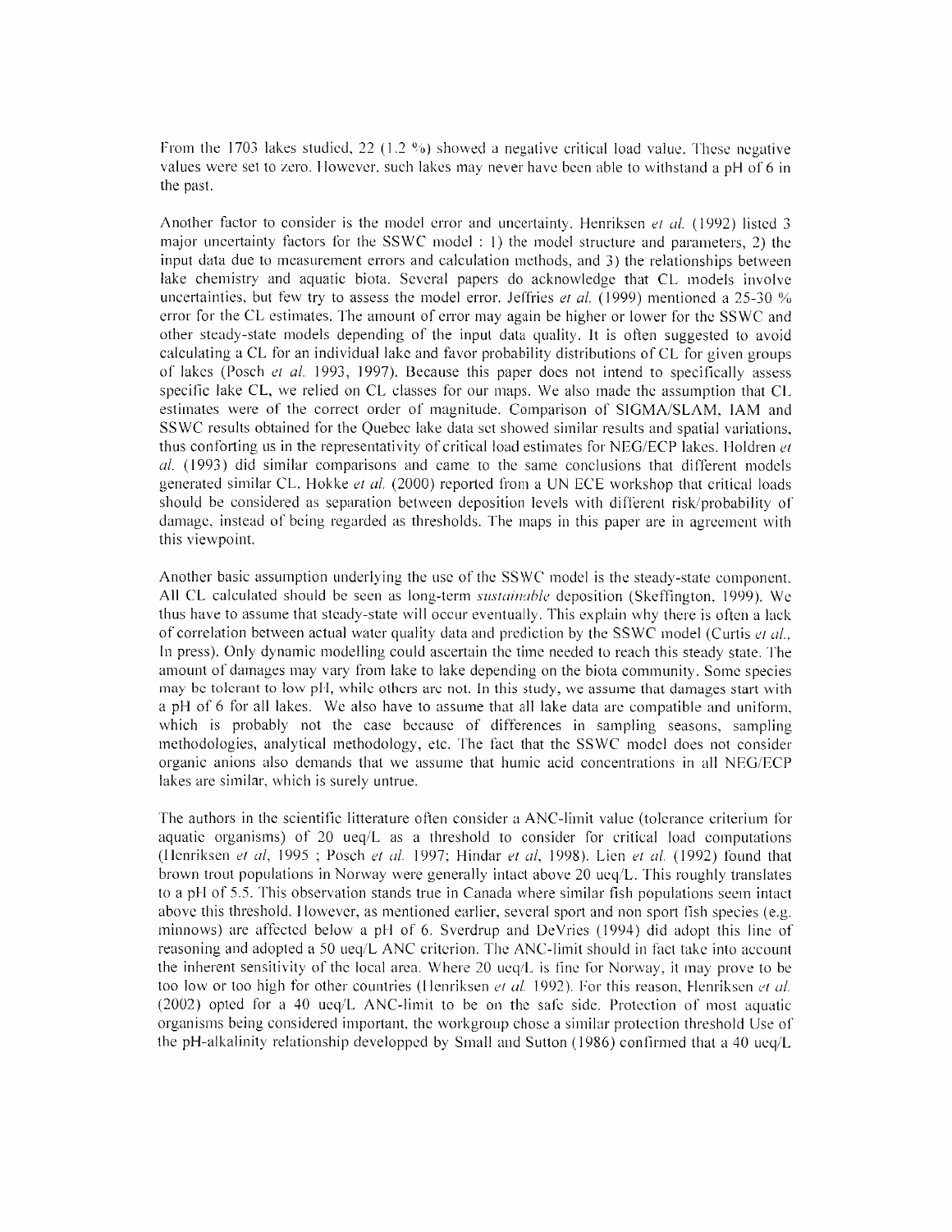From the 1703 lakes studied, 22 (1.2 %) showed a negative critical load value. These negative values were set to zero. However, such lakes may never have been able to withstand a pH of 6 in the past.

Another factor to consider is the model error and uncertainty. Henriksen *et al.* (1992) listed 3 major uncertainty factors for the SSWC model : 1) the model structure and parameters, 2) the input data due to measurement errors and calculation methods, and 3) the relationships between lake chemistry and aquatic biota. Several papers do acknowledge that CL models involve uncertainties, but few try to assess the model error. Jeffries *et al.* (1999) mentioned a 25-30 % error for the CL estimates. The amount of error may again be higher or lower for the SSWC and other steady-state models depending of the input data quality. It is often suggested to avoid calculating a CL for an individual lake and favor probability distributions of CL for given groups of lakes (Posch *et al.* 1993, 1997). Because this paper does not intend to specifically assess specific lake CL, we relied on CL classes for our maps. We also made the assumption that CL estimates were of the correct order of magnitude. Comparison of SIGMA/SLAM, IAM and SSWC results obtained for the Quebec lake data set showed similar results and spatial variations, thus conforting us in the representativity of critical load estimates for NEG/ECP lakes. Holdren *et al.* (1993) did similar comparisons and came to the same conclusions that different models generated similar CL. Hokke *et al.* (2000) reported from a UN ECE workshop that critical loads should be considered as separation between deposition levels with different risk/probability of damage, instead of being regarded as thresholds. The maps in this paper are in agreement with this viewpoint.

Another basic assumption underlying the use of the SSWC model is the steady-state component. All CL calculated should be seen as long-term *sustainable* deposition (Skeffington, 1999). We thus have to assume that steady-state will occur eventually. This explain why there is often a lack of correlation between actual water quality data and prediction by the SSWC model (Curtis *et al.*, In press). Only dynamic modelling could ascertain the time needed to reach this steady state. The amount of damages may vary from lake to lake depending on the biota community. Some species may be tolerant to low pH, while others are not. In this study, we assume that damages start with a pH of 6 for all lakes. We also have to assume that all lake data are compatible and uniform, which is probably not the case because of differences in sampling seasons, sampling methodologies, analytical methodology, etc. The fact that the SSWC model does not consider organic anions also demands that we assume that humic acid concentrations in all NEG/ECP lakes are similar, which is surely untrue.

The authors in the scientific litterature often consider a ANC-limit value (tolerance criterium for aquatic organisms) of 20 ueq/L as a threshold to consider for critical load computations (Henriksen *et al*, 1995 ; Posch *et al.* 1997; Hindar *et al*, 1998). Lien *et al.* (1992) found that brown trout populations in Norway were generally intact above 20 ueq/L. This roughly translates to a pH of 5.5. This observation stands true in Canada where similar fish populations seem intact above this threshold. However, as mentioned earlier, several sport and non sport fish species (e.g. minnows) are affected below a pH of 6. Sverdrup and DeVries (1994) did adopt this line of reasoning and adopted a 50 ueq/L ANC criterion. The ANC-limit should in fact take into account the inherent sensitivity of the local area. Where 20 ueq/L is fine for Norway, it may prove to be too low or too high for other countries (Henriksen *et al.* 1992). For this reason, Henriksen *et al.* (2002) opted for a 40 ueq/L ANC-limit to be on the safe side. Protection of most aquatic organisms being considered important, the workgroup chose a similar protection threshold Use of the pH-alkalinity relationship developped by Small and Sutton (1986) confirmed that a 40 ueq/L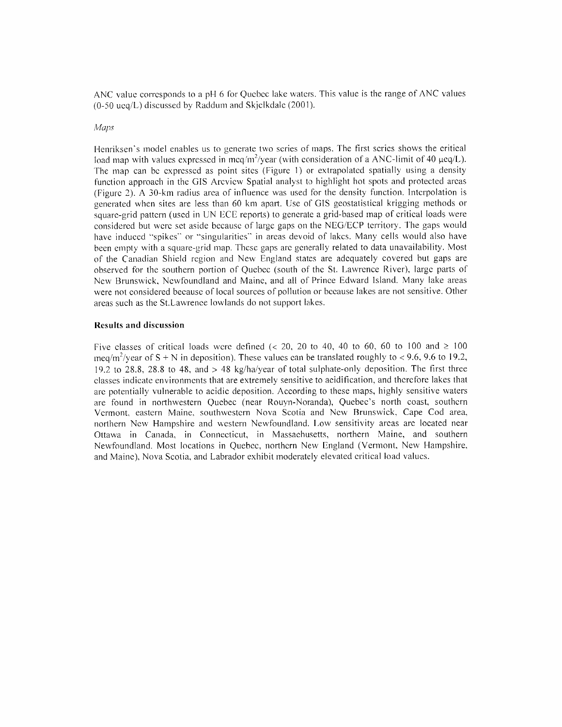ANC value corresponds to a pH 6 for Quebec lake waters. This value is the range of ANC values (0-50 ueq/L) discussed by Raddum and Skjelkdale (2001).

*Maps*

Henriksen's model enables us to generate two series of maps. The first series shows the critical load map with values expressed in meq/m$^2$/year (with consideration of a ANC-limit of 40 μeq/L). The map can be expressed as point sites (Figure 1) or extrapolated spatially using a density function approach in the GIS Arcview Spatial analyst to highlight hot spots and protected areas (Figure 2). A 30-km radius area of influence was used for the density function. Interpolation is generated when sites are less than 60 km apart. Use of GIS geostatistical krigging methods or square-grid pattern (used in UN ECE reports) to generate a grid-based map of critical loads were considered but were set aside because of large gaps on the NEG/ECP territory. The gaps would have induced "spikes" or "singularities" in areas devoid of lakes. Many cells would also have been empty with a square-grid map. These gaps are generally related to data unavailability. Most of the Canadian Shield region and New England states are adequately covered but gaps are observed for the southern portion of Quebec (south of the St. Lawrence River), large parts of New Brunswick, Newfoundland and Maine, and all of Prince Edward Island. Many lake areas were not considered because of local sources of pollution or because lakes are not sensitive. Other areas such as the St.Lawrence lowlands do not support lakes.

### Results and discussion

Five classes of critical loads were defined (< 20, 20 to 40, 40 to 60, 60 to 100 and ≥ 100 meq/m$^2$/year of S + N in deposition). These values can be translated roughly to < 9.6, 9.6 to 19.2, 19.2 to 28.8, 28.8 to 48, and > 48 kg/ha/year of total sulphate-only deposition. The first three classes indicate environments that are extremely sensitive to acidification, and therefore lakes that are potentially vulnerable to acidic deposition. According to these maps, highly sensitive waters are found in northwestern Quebec (near Rouyn-Noranda), Quebec's north coast, southern Vermont, eastern Maine, southwestern Nova Scotia and New Brunswick, Cape Cod area, northern New Hampshire and western Newfoundland. Low sensitivity areas are located near Ottawa in Canada, in Connecticut, in Massachusetts, northern Maine, and southern Newfoundland. Most locations in Quebec, northern New England (Vermont, New Hampshire, and Maine), Nova Scotia, and Labrador exhibit moderately elevated critical load values.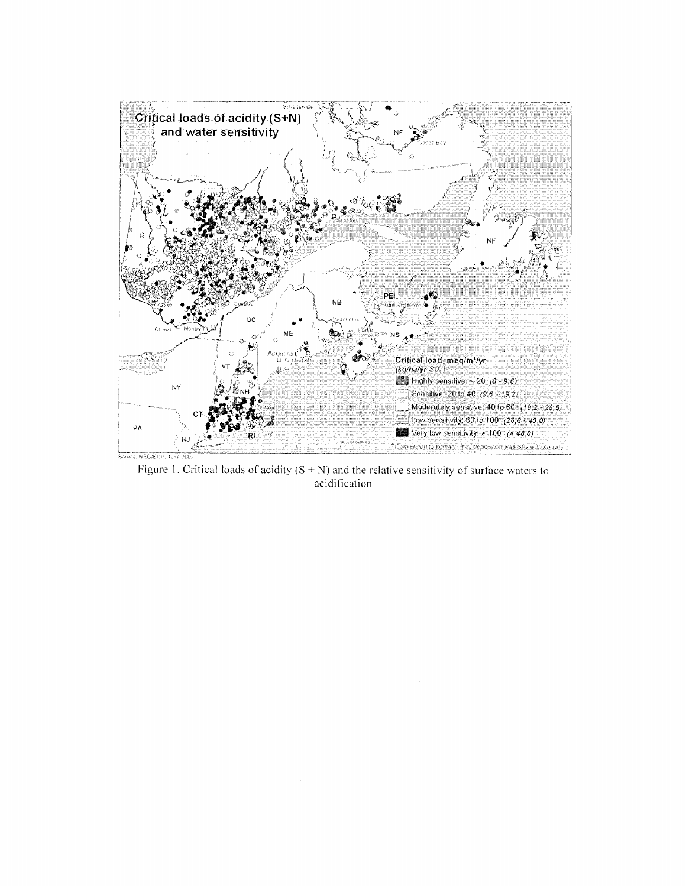Figure 1. Critical loads of acidity (S + N) and the relative sensitivity of surface waters to acidification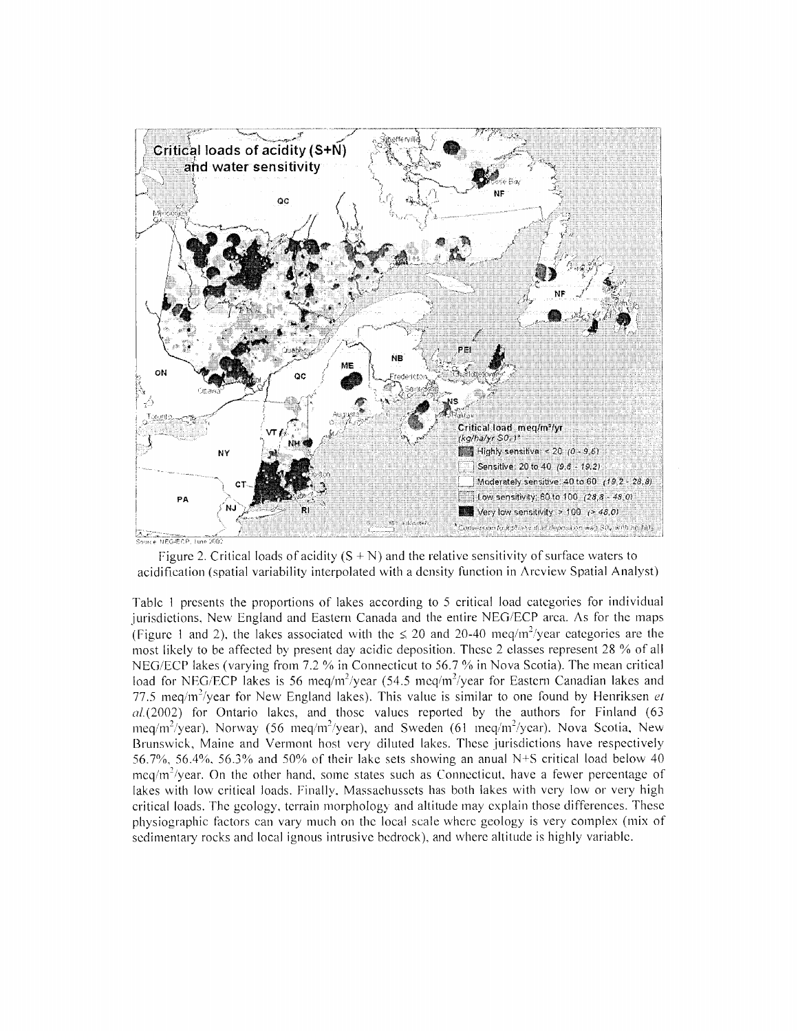Figure 2. Critical loads of acidity (S + N) and the relative sensitivity of surface waters to acidification (spatial variability interpolated with a density function in Arcview Spatial Analyst)

Table 1 presents the proportions of lakes according to 5 critical load categories for individual jurisdictions, New England and Eastern Canada and the entire NEG/ECP area. As for the maps (Figure 1 and 2), the lakes associated with the ≤ 20 and 20-40 meq/m$^2$/year categories are the most likely to be affected by present day acidic deposition. These 2 classes represent 28 % of all NEG/ECP lakes (varying from 7.2 % in Connecticut to 56.7 % in Nova Scotia). The mean critical load for NEG/ECP lakes is 56 meq/m$^2$/year (54.5 meq/m$^2$/year for Eastern Canadian lakes and 77.5 meq/m$^2$/year for New England lakes). This value is similar to one found by Henriksen *et al.*(2002) for Ontario lakes, and those values reported by the authors for Finland (63 meq/m$^2$/year), Norway (56 meq/m$^2$/year), and Sweden (61 meq/m$^2$/year). Nova Scotia, New Brunswick, Maine and Vermont host very diluted lakes. These jurisdictions have respectively 56.7%, 56.4%, 56.3% and 50% of their lake sets showing an anual N+S critical load below 40 meq/m$^2$/year. On the other hand, some states such as Connecticut, have a fewer percentage of lakes with low critical loads. Finally, Massachussets has both lakes with very low or very high critical loads. The geology, terrain morphology and altitude may explain those differences. These physiographic factors can vary much on the local scale where geology is very complex (mix of sedimentary rocks and local ignous intrusive bedrock), and where altitude is highly variable.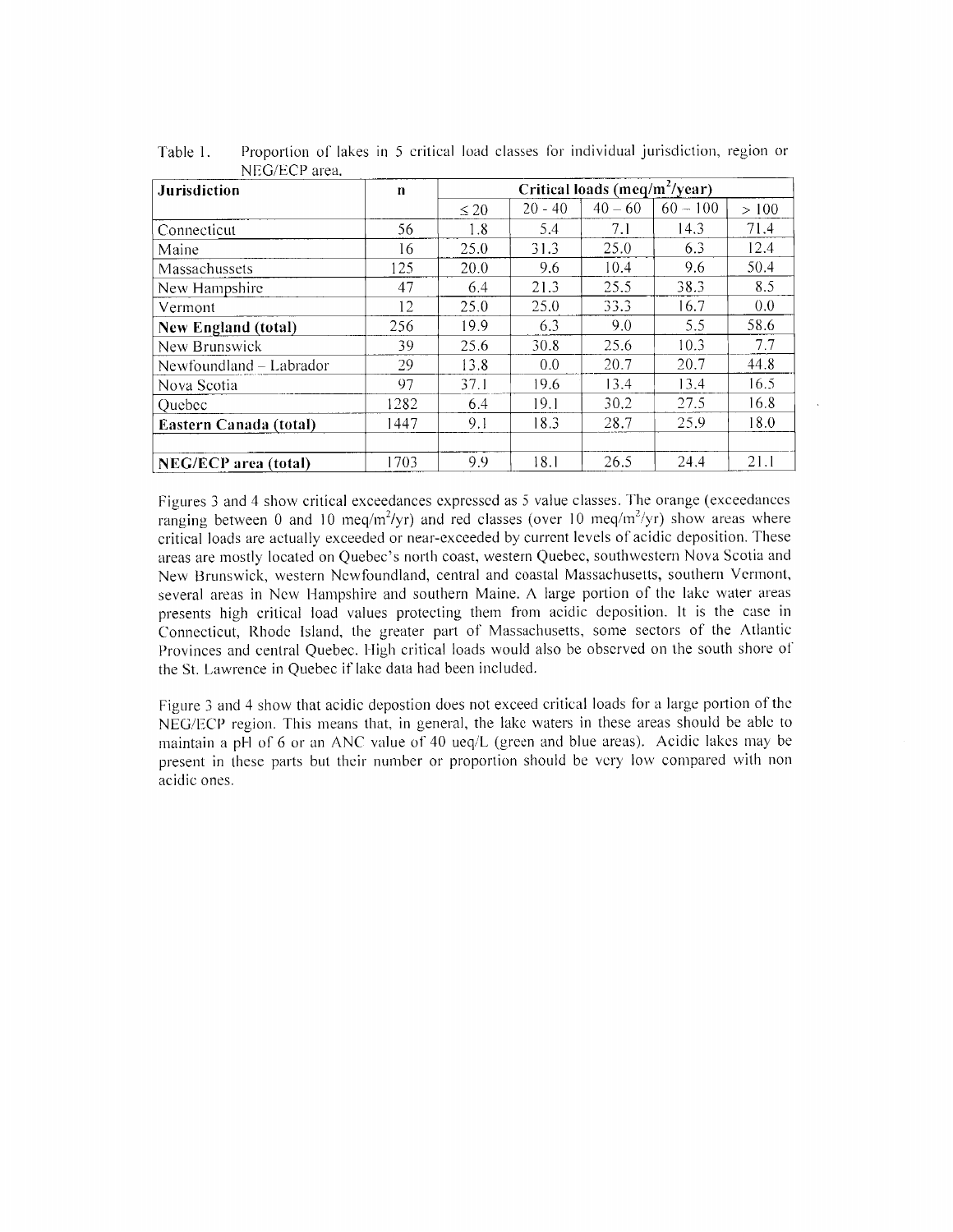Table 1. Proportion of lakes in 5 critical load classes for individual jurisdiction, region or NEG/ECP area.

| **Jurisdiction** | **n** | **Critical loads (meq/m$^2$/year)** | | | | |
|---|---|---|---|---|---|---|
| | | ≤ 20 | 20 - 40 | 40 – 60 | 60 – 100 | > 100 |
| Connecticut | 56 | 1.8 | 5.4 | 7.1 | 14.3 | 71.4 |
| Maine | 16 | 25.0 | 31.3 | 25.0 | 6.3 | 12.4 |
| Massachussets | 125 | 20.0 | 9.6 | 10.4 | 9.6 | 50.4 |
| New Hampshire | 47 | 6.4 | 21.3 | 25.5 | 38.3 | 8.5 |
| Vermont | 12 | 25.0 | 25.0 | 33.3 | 16.7 | 0.0 |
| **New England (total)** | 256 | 19.9 | 6.3 | 9.0 | 5.5 | 58.6 |
| New Brunswick | 39 | 25.6 | 30.8 | 25.6 | 10.3 | 7.7 |
| Newfoundland – Labrador | 29 | 13.8 | 0.0 | 20.7 | 20.7 | 44.8 |
| Nova Scotia | 97 | 37.1 | 19.6 | 13.4 | 13.4 | 16.5 |
| Quebec | 1282 | 6.4 | 19.1 | 30.2 | 27.5 | 16.8 |
| **Eastern Canada (total)** | 1447 | 9.1 | 18.3 | 28.7 | 25.9 | 18.0 |
| | | | | | | |
| **NEG/ECP area (total)** | 1703 | 9.9 | 18.1 | 26.5 | 24.4 | 21.1 |

Figures 3 and 4 show critical exceedances expressed as 5 value classes. The orange (exceedances ranging between 0 and 10 meq/m$^2$/yr) and red classes (over 10 meq/m$^2$/yr) show areas where critical loads are actually exceeded or near-exceeded by current levels of acidic deposition. These areas are mostly located on Quebec's north coast, western Quebec, southwestern Nova Scotia and New Brunswick, western Newfoundland, central and coastal Massachusetts, southern Vermont, several areas in New Hampshire and southern Maine. A large portion of the lake water areas presents high critical load values protecting them from acidic deposition. It is the case in Connecticut, Rhode Island, the greater part of Massachusetts, some sectors of the Atlantic Provinces and central Quebec. High critical loads would also be observed on the south shore of the St. Lawrence in Quebec if lake data had been included.

Figure 3 and 4 show that acidic depostion does not exceed critical loads for a large portion of the NEG/ECP region. This means that, in general, the lake waters in these areas should be able to maintain a pH of 6 or an ANC value of 40 ueq/L (green and blue areas). Acidic lakes may be present in these parts but their number or proportion should be very low compared with non acidic ones.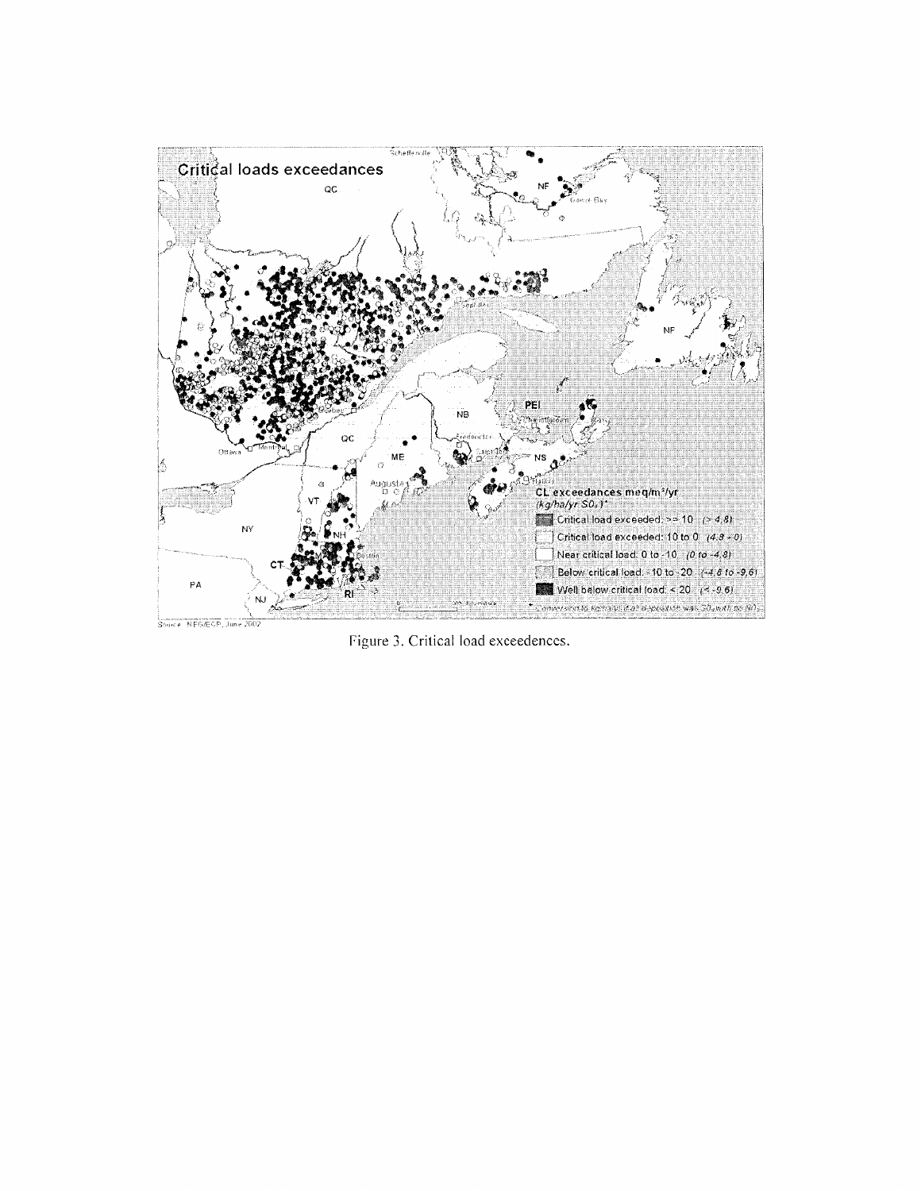Figure 3. Critical load exceedences.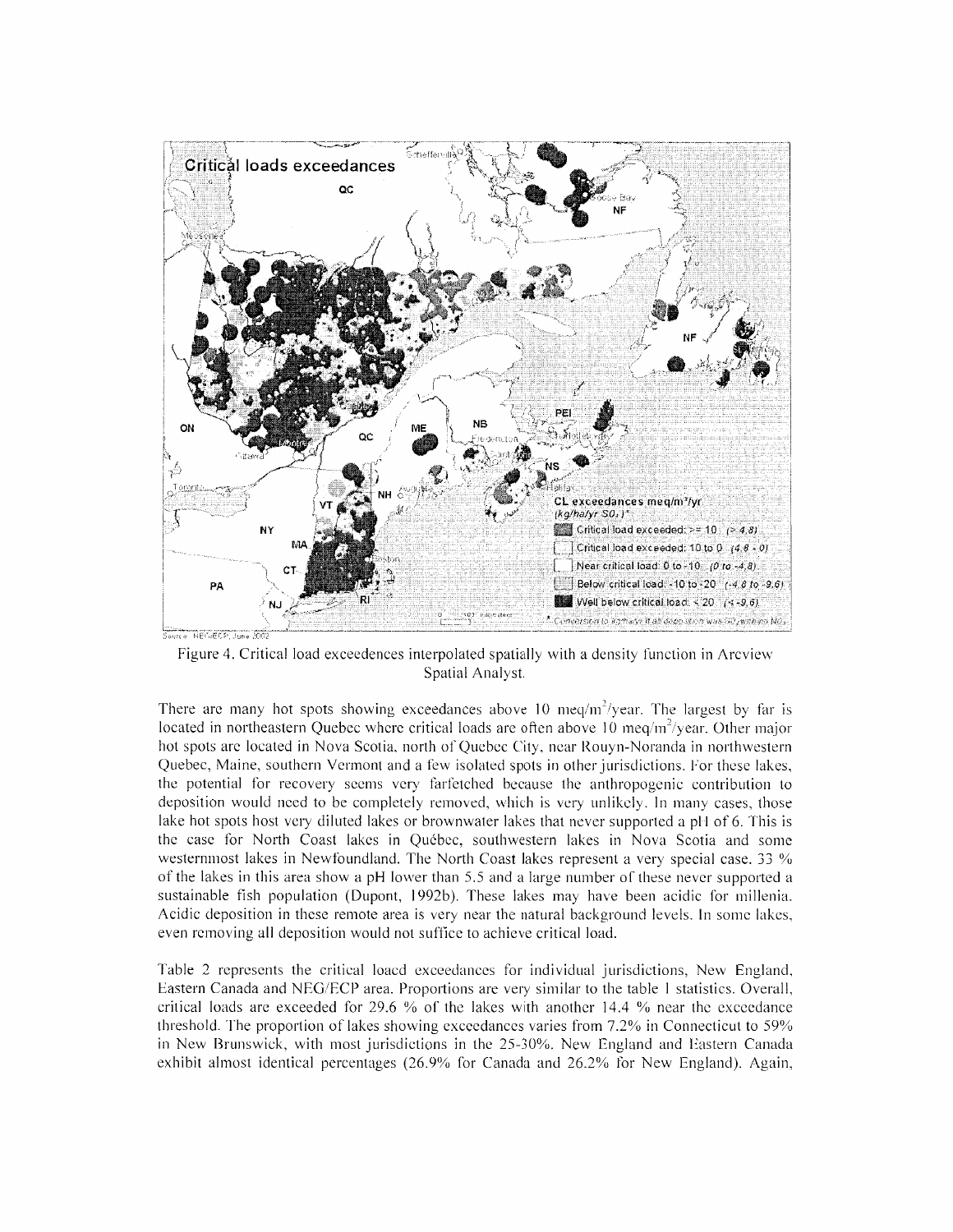Figure 4. Critical load exceedences interpolated spatially with a density function in Arcview Spatial Analyst.

There are many hot spots showing exceedances above 10 meq/m$^2$/year. The largest by far is located in northeastern Quebec where critical loads are often above 10 meq/m$^2$/year. Other major hot spots are located in Nova Scotia, north of Quebec City, near Rouyn-Noranda in northwestern Quebec, Maine, southern Vermont and a few isolated spots in other jurisdictions. For these lakes, the potential for recovery seems very farfetched because the anthropogenic contribution to deposition would need to be completely removed, which is very unlikely. In many cases, those lake hot spots host very diluted lakes or brownwater lakes that never supported a pH of 6. This is the case for North Coast lakes in Québec, southwestern lakes in Nova Scotia and some westernmost lakes in Newfoundland. The North Coast lakes represent a very special case. 33 % of the lakes in this area show a pH lower than 5.5 and a large number of these never supported a sustainable fish population (Dupont, 1992b). These lakes may have been acidic for millenia. Acidic deposition in these remote area is very near the natural background levels. In some lakes, even removing all deposition would not suffice to achieve critical load.

Table 2 represents the critical loacd exceedances for individual jurisdictions, New England, Eastern Canada and NEG/ECP area. Proportions are very similar to the table 1 statistics. Overall, critical loads are exceeded for 29.6 % of the lakes with another 14.4 % near the exceedance threshold. The proportion of lakes showing exceedances varies from 7.2% in Connecticut to 59% in New Brunswick, with most jurisdictions in the 25-30%. New England and Eastern Canada exhibit almost identical percentages (26.9% for Canada and 26.2% for New England). Again,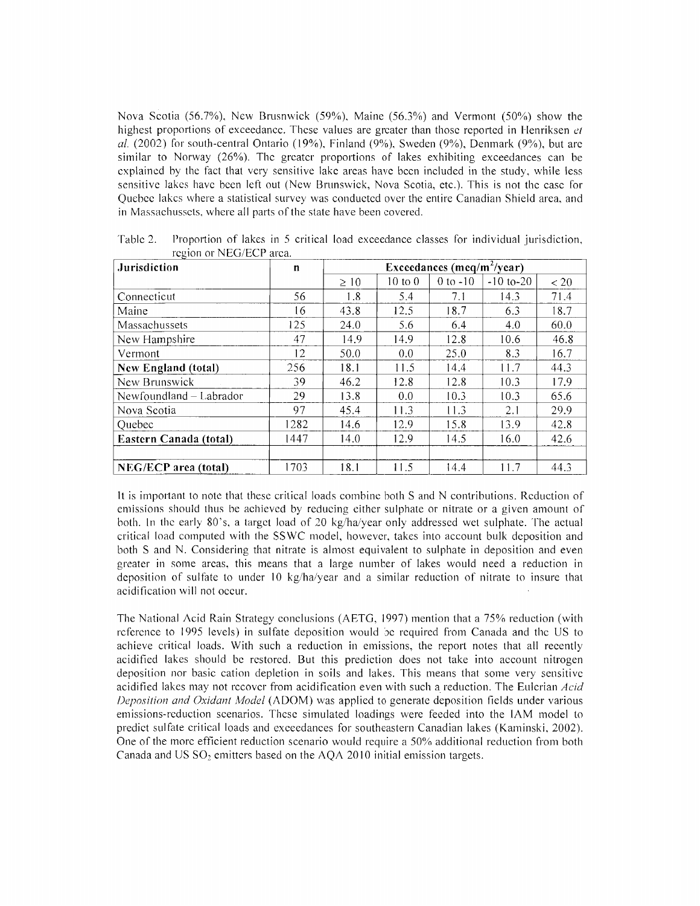Nova Scotia (56.7%), New Brusnwick (59%), Maine (56.3%) and Vermont (50%) show the highest proportions of exceedance. These values are greater than those reported in Henriksen *et al.* (2002) for south-central Ontario (19%), Finland (9%), Sweden (9%), Denmark (9%), but are similar to Norway (26%). The greater proportions of lakes exhibiting exceedances can be explained by the fact that very sensitive lake areas have been included in the study, while less sensitive lakes have been left out (New Brunswick, Nova Scotia, etc.). This is not the case for Quebec lakes where a statistical survey was conducted over the entire Canadian Shield area, and in Massachussets, where all parts of the state have been covered.

Table 2. Proportion of lakes in 5 critical load exceedance classes for individual jurisdiction, region or NEG/ECP area.

| Jurisdiction | n | Exceedances (meq/m$^2$/year) | | | | |
|---|---|---|---|---|---|---|
| | | ≥ 10 | 10 to 0 | 0 to -10 | -10 to-20 | < 20 |
| Connecticut | 56 | 1.8 | 5.4 | 7.1 | 14.3 | 71.4 |
| Maine | 16 | 43.8 | 12.5 | 18.7 | 6.3 | 18.7 |
| Massachussets | 125 | 24.0 | 5.6 | 6.4 | 4.0 | 60.0 |
| New Hampshire | 47 | 14.9 | 14.9 | 12.8 | 10.6 | 46.8 |
| Vermont | 12 | 50.0 | 0.0 | 25.0 | 8.3 | 16.7 |
| **New England (total)** | 256 | 18.1 | 11.5 | 14.4 | 11.7 | 44.3 |
| New Brunswick | 39 | 46.2 | 12.8 | 12.8 | 10.3 | 17.9 |
| Newfoundland – Labrador | 29 | 13.8 | 0.0 | 10.3 | 10.3 | 65.6 |
| Nova Scotia | 97 | 45.4 | 11.3 | 11.3 | 2.1 | 29.9 |
| Quebec | 1282 | 14.6 | 12.9 | 15.8 | 13.9 | 42.8 |
| **Eastern Canada (total)** | 1447 | 14.0 | 12.9 | 14.5 | 16.0 | 42.6 |
| | | | | | | |
| **NEG/ECP area (total)** | 1703 | 18.1 | 11.5 | 14.4 | 11.7 | 44.3 |

It is important to note that these critical loads combine both S and N contributions. Reduction of emissions should thus be achieved by reducing either sulphate or nitrate or a given amount of both. In the early 80's, a target load of 20 kg/ha/year only addressed wet sulphate. The actual critical load computed with the SSWC model, however, takes into account bulk deposition and both S and N. Considering that nitrate is almost equivalent to sulphate in deposition and even greater in some areas, this means that a large number of lakes would need a reduction in deposition of sulfate to under 10 kg/ha/year and a similar reduction of nitrate to insure that acidification will not occur.

The National Acid Rain Strategy conclusions (AETG, 1997) mention that a 75% reduction (with reference to 1995 levels) in sulfate deposition would be required from Canada and the US to achieve critical loads. With such a reduction in emissions, the report notes that all recently acidified lakes should be restored. But this prediction does not take into account nitrogen deposition nor basic cation depletion in soils and lakes. This means that some very sensitive acidified lakes may not recover from acidification even with such a reduction. The Eulerian *Acid Deposition and Oxidant Model* (ADOM) was applied to generate deposition fields under various emissions-reduction scenarios. These simulated loadings were feeded into the IAM model to predict sulfate critical loads and exceedances for southeastern Canadian lakes (Kaminski, 2002). One of the more efficient reduction scenario would require a 50% additional reduction from both Canada and US $SO_2$ emitters based on the AQA 2010 initial emission targets.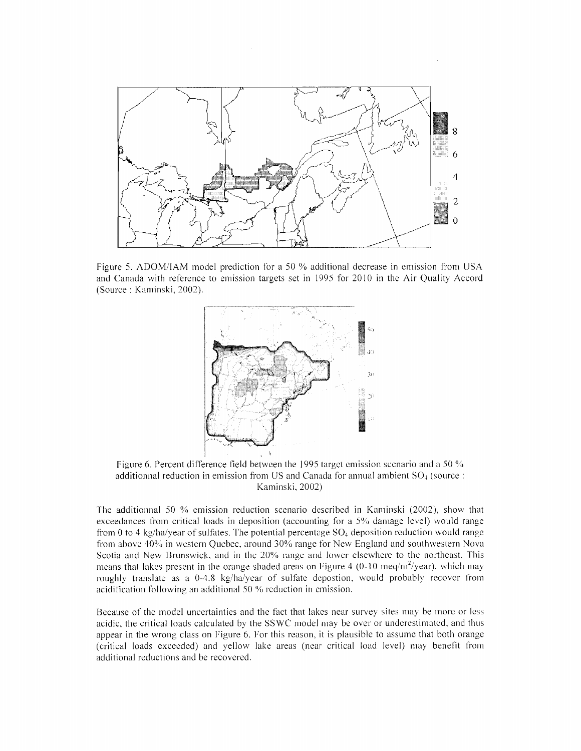Figure 5. ADOM/IAM model prediction for a 50 % additional decrease in emission from USA and Canada with reference to emission targets set in 1995 for 2010 in the Air Quality Accord (Source : Kaminski, 2002).

Figure 6. Percent difference field between the 1995 target emission scenario and a 50 % additionnal reduction in emission from US and Canada for annual ambient $SO_4$ (source : Kaminski, 2002)

The additionnal 50 % emission reduction scenario described in Kaminski (2002), show that exceedances from critical loads in deposition (accounting for a 5% damage level) would range from 0 to 4 kg/ha/year of sulfates. The potential percentage $SO_4$ deposition reduction would range from above 40% in western Quebec, around 30% range for New England and southwestern Nova Scotia and New Brunswick, and in the 20% range and lower elsewhere to the northeast. This means that lakes present in the orange shaded areas on Figure 4 (0-10 meq/m$^2$/year), which may roughly translate as a 0-4.8 kg/ha/year of sulfate depostion, would probably recover from acidification following an additional 50 % reduction in emission.

Because of the model uncertainties and the fact that lakes near survey sites may be more or less acidic, the critical loads calculated by the SSWC model may be over or underestimated, and thus appear in the wrong class on Figure 6. For this reason, it is plausible to assume that both orange (critical loads exceeded) and yellow lake areas (near critical load level) may benefit from additional reductions and be recovered.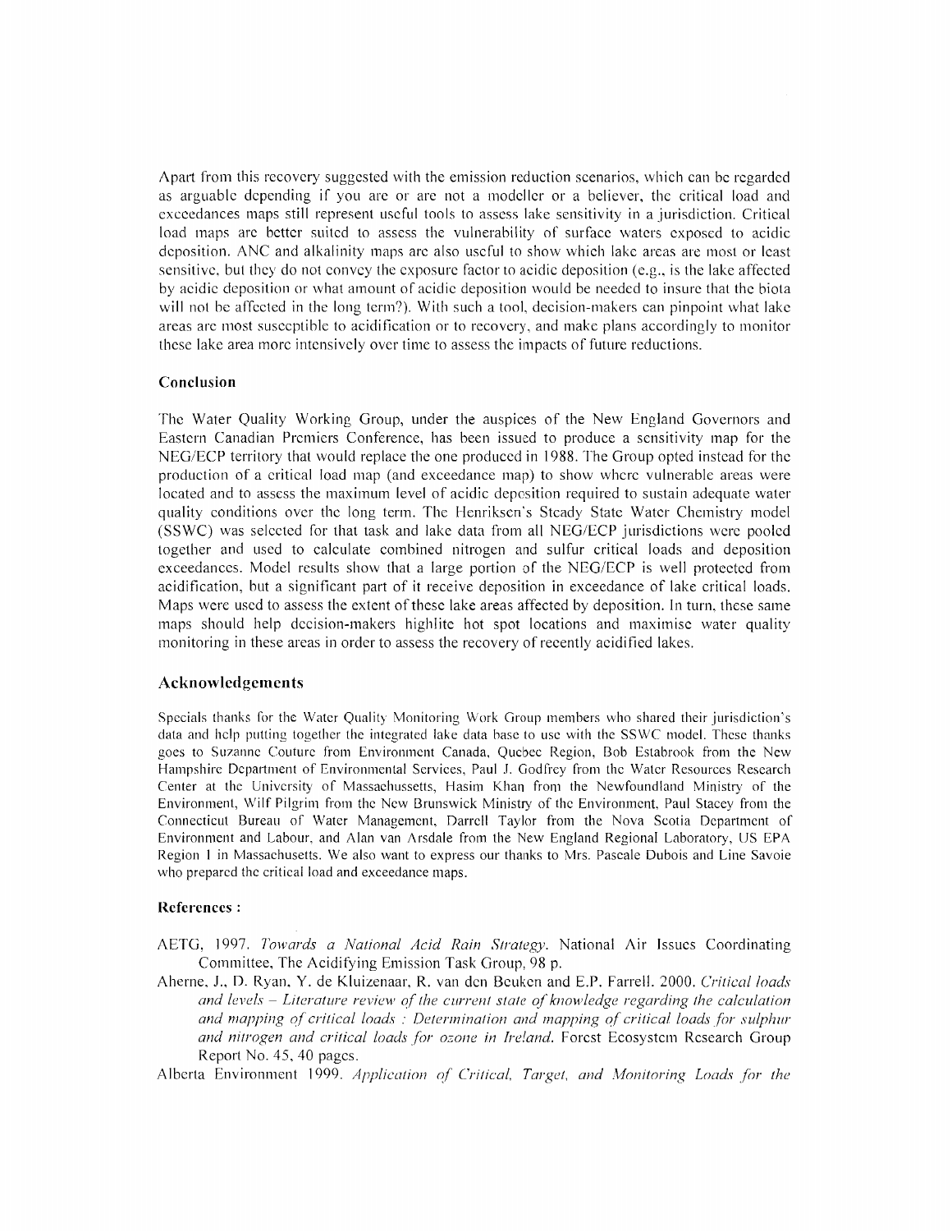Apart from this recovery suggested with the emission reduction scenarios, which can be regarded as arguable depending if you are or are not a modeller or a believer, the critical load and exceedances maps still represent useful tools to assess lake sensitivity in a jurisdiction. Critical load maps are better suited to assess the vulnerability of surface waters exposed to acidic deposition. ANC and alkalinity maps are also useful to show which lake areas are most or least sensitive, but they do not convey the exposure factor to acidic deposition (e.g., is the lake affected by acidic deposition or what amount of acidic deposition would be needed to insure that the biota will not be affected in the long term?). With such a tool, decision-makers can pinpoint what lake areas are most susceptible to acidification or to recovery, and make plans accordingly to monitor these lake area more intensively over time to assess the impacts of future reductions.

### Conclusion

The Water Quality Working Group, under the auspices of the New England Governors and Eastern Canadian Premiers Conference, has been issued to produce a sensitivity map for the NEG/ECP territory that would replace the one produced in 1988. The Group opted instead for the production of a critical load map (and exceedance map) to show where vulnerable areas were located and to assess the maximum level of acidic deposition required to sustain adequate water quality conditions over the long term. The Henriksen's Steady State Water Chemistry model (SSWC) was selected for that task and lake data from all NEG/ECP jurisdictions were pooled together and used to calculate combined nitrogen and sulfur critical loads and deposition exceedances. Model results show that a large portion of the NEG/ECP is well protected from acidification, but a significant part of it receive deposition in exceedance of lake critical loads. Maps were used to assess the extent of these lake areas affected by deposition. In turn, these same maps should help decision-makers highlite hot spot locations and maximise water quality monitoring in these areas in order to assess the recovery of recently acidified lakes.

## Acknowledgements

Specials thanks for the Water Quality Monitoring Work Group members who shared their jurisdiction's data and help putting together the integrated lake data base to use with the SSWC model. These thanks goes to Suzanne Couture from Environment Canada, Quebec Region, Bob Estabrook from the New Hampshire Department of Environmental Services, Paul J. Godfrey from the Water Resources Research Center at the University of Massachussetts, Hasim Khan from the Newfoundland Ministry of the Environment, Wilf Pilgrim from the New Brunswick Ministry of the Environment, Paul Stacey from the Connecticut Bureau of Water Management, Darrell Taylor from the Nova Scotia Department of Environment and Labour, and Alan van Arsdale from the New England Regional Laboratory, US EPA Region 1 in Massachusetts. We also want to express our thanks to Mrs. Pascale Dubois and Line Savoie who prepared the critical load and exceedance maps.

### References :

AETG, 1997. *Towards a National Acid Rain Strategy.* National Air Issues Coordinating Committee, The Acidifying Emission Task Group, 98 p.

Aherne, J., D. Ryan, Y. de Kluizenaar, R. van den Beuken and E.P. Farrell. 2000. *Critical loads and levels – Literature review of the current state of knowledge regarding the calculation and mapping of critical loads : Determination and mapping of critical loads for sulphur and nitrogen and critical loads for ozone in Ireland.* Forest Ecosystem Research Group Report No. 45, 40 pages.

Alberta Environment 1999. *Application of Critical, Target, and Monitoring Loads for the*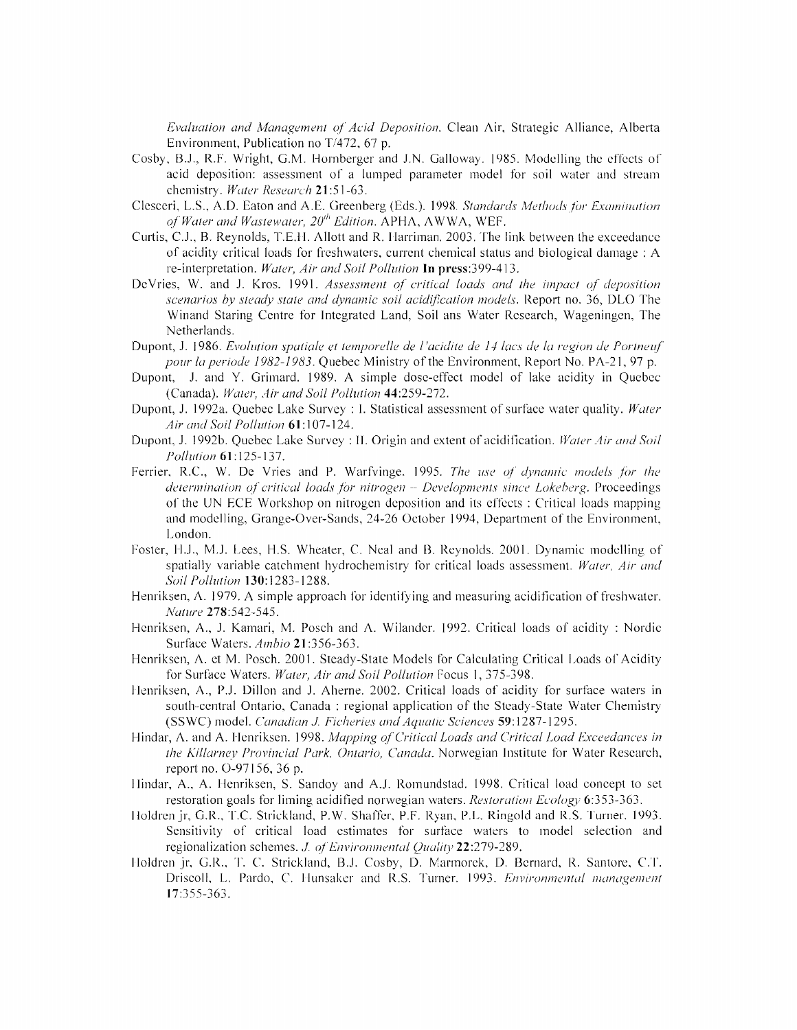*Evaluation and Management of Acid Deposition*. Clean Air, Strategic Alliance, Alberta Environment, Publication no T/472, 67 p.

Cosby, B.J., R.F. Wright, G.M. Hornberger and J.N. Galloway. 1985. Modelling the effects of acid deposition: assessment of a lumped parameter model for soil water and stream chemistry. *Water Research* **21**:51-63.

Clesceri, L.S., A.D. Eaton and A.E. Greenberg (Eds.). 1998. *Standards Methods for Examination of Water and Wastewater, 20th Edition*. APHA, AWWA, WEF.

Curtis, C.J., B. Reynolds, T.E.H. Allott and R. Harriman. 2003. The link between the exceedance of acidity critical loads for freshwaters, current chemical status and biological damage : A re-interpretation. *Water, Air and Soil Pollution* **In press**:399-413.

DeVries, W. and J. Kros. 1991. *Assessment of critical loads and the impact of deposition scenarios by steady state and dynamic soil acidification models*. Report no. 36, DLO The Winand Staring Centre for Integrated Land, Soil ans Water Research, Wageningen, The Netherlands.

Dupont, J. 1986. *Evolution spatiale et temporelle de l'acidite de 14 lacs de la region de Portneuf pour la periode 1982-1983*. Quebec Ministry of the Environment, Report No. PA-21, 97 p.

Dupont, J. and Y. Grimard. 1989. A simple dose-effect model of lake acidity in Quebec (Canada). *Water, Air and Soil Pollution* **44**:259-272.

Dupont, J. 1992a. Quebec Lake Survey : I. Statistical assessment of surface water quality. *Water Air and Soil Pollution* **61**:107-124.

Dupont, J. 1992b. Quebec Lake Survey : II. Origin and extent of acidification. *Water Air and Soil Pollution* **61**:125-137.

Ferrier, R.C., W. De Vries and P. Warfvinge. 1995. *The use of dynamic models for the determination of critical loads for nitrogen – Developments since Lokeberg*. Proceedings of the UN ECE Workshop on nitrogen deposition and its effects : Critical loads mapping and modelling, Grange-Over-Sands, 24-26 October 1994, Department of the Environment, London.

Foster, H.J., M.J. Lees, H.S. Wheater, C. Neal and B. Reynolds. 2001. Dynamic modelling of spatially variable catchment hydrochemistry for critical loads assessment. *Water, Air and Soil Pollution* **130**:1283-1288.

Henriksen, A. 1979. A simple approach for identifying and measuring acidification of freshwater. *Nature* **278**:542-545.

Henriksen, A., J. Kamari, M. Posch and A. Wilander. 1992. Critical loads of acidity : Nordic Surface Waters. *Ambio* **21**:356-363.

Henriksen, A. et M. Posch. 2001. Steady-State Models for Calculating Critical Loads of Acidity for Surface Waters. *Water, Air and Soil Pollution* Focus 1, 375-398.

Henriksen, A., P.J. Dillon and J. Aherne. 2002. Critical loads of acidity for surface waters in south-central Ontario, Canada : regional application of the Steady-State Water Chemistry (SSWC) model. *Canadian J. Ficheries and Aquatic Sciences* **59**:1287-1295.

Hindar, A. and A. Henriksen. 1998. *Mapping of Critical Loads and Critical Load Exceedances in the Killarney Provincial Park, Ontario, Canada*. Norwegian Institute for Water Research, report no. O-97156, 36 p.

Hindar, A., A. Henriksen, S. Sandoy and A.J. Romundstad. 1998. Critical load concept to set restoration goals for liming acidified norwegian waters. *Restoration Ecology* **6**:353-363.

Holdren jr, G.R., T.C. Strickland, P.W. Shaffer, P.F. Ryan, P.L. Ringold and R.S. Turner. 1993. Sensitivity of critical load estimates for surface waters to model selection and regionalization schemes. *J. of Environmental Quality* **22**:279-289.

Holdren jr, G.R., T. C. Strickland, B.J. Cosby, D. Marmorek, D. Bernard, R. Santore, C.T. Driscoll, L. Pardo, C. Hunsaker and R.S. Turner. 1993. *Environmental management* **17**:355-363.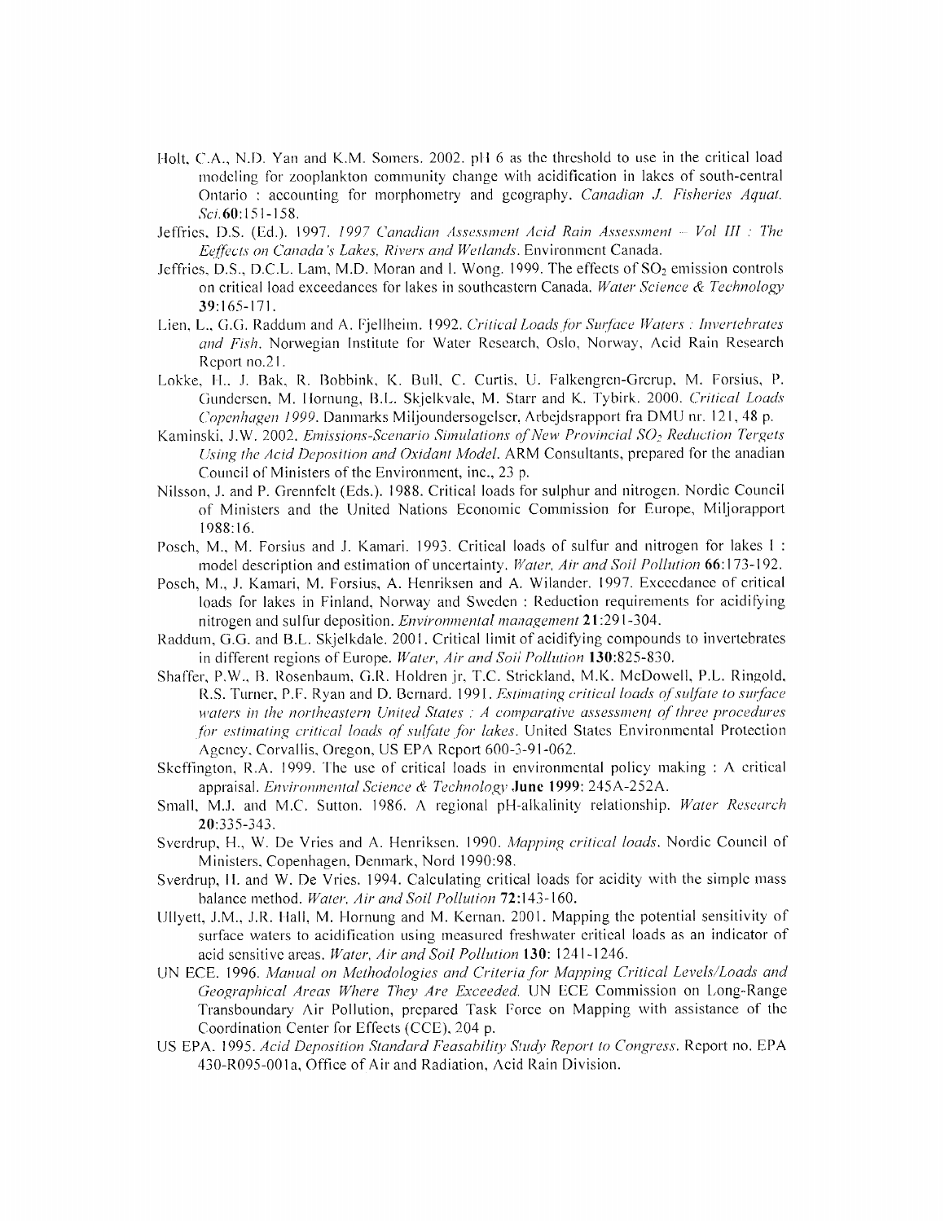Holt, C.A., N.D. Yan and K.M. Somers. 2002. pH 6 as the threshold to use in the critical load modeling for zooplankton community change with acidification in lakes of south-central Ontario : accounting for morphometry and geography. *Canadian J. Fisheries Aquat. Sci.* **60**:151-158.

Jeffries, D.S. (Ed.). 1997. *1997 Canadian Assessment Acid Rain Assessment – Vol III : The Eeffects on Canada's Lakes, Rivers and Wetlands*. Environment Canada.

Jeffries, D.S., D.C.L. Lam, M.D. Moran and I. Wong. 1999. The effects of $SO_2$ emission controls on critical load exceedances for lakes in southeastern Canada. *Water Science & Technology* **39**:165-171.

Lien, L., G.G. Raddum and A. Fjellheim. 1992. *Critical Loads for Surface Waters : Invertebrates and Fish*. Norwegian Institute for Water Research, Oslo, Norway, Acid Rain Research Report no.21.

Lokke, H., J. Bak, R. Bobbink, K. Bull, C. Curtis, U. Falkengren-Grerup, M. Forsius, P. Gundersen, M. Hornung, B.L. Skjelkvale, M. Starr and K. Tybirk. 2000. *Critical Loads Copenhagen 1999*. Danmarks Miljoundersogelser, Arbejdsrapport fra DMU nr. 121, 48 p.

Kaminski, J.W. 2002. *Emissions-Scenario Simulations of New Provincial $SO_2$ Reduction Tergets Using the Acid Deposition and Oxidant Model*. ARM Consultants, prepared for the anadian Council of Ministers of the Environment, inc., 23 p.

Nilsson, J. and P. Grennfelt (Eds.). 1988. Critical loads for sulphur and nitrogen. Nordic Council of Ministers and the United Nations Economic Commission for Europe, Miljorapport 1988:16.

Posch, M., M. Forsius and J. Kamari. 1993. Critical loads of sulfur and nitrogen for lakes I : model description and estimation of uncertainty. *Water, Air and Soil Pollution* **66**:173-192.

Posch, M., J. Kamari, M. Forsius, A. Henriksen and A. Wilander. 1997. Exceedance of critical loads for lakes in Finland, Norway and Sweden : Reduction requirements for acidifying nitrogen and sulfur deposition. *Environmental management* **21**:291-304.

Raddum, G.G. and B.L. Skjelkdale. 2001. Critical limit of acidifying compounds to invertebrates in different regions of Europe. *Water, Air and Soil Pollution* **130**:825-830.

Shaffer, P.W., B. Rosenbaum, G.R. Holdren jr, T.C. Strickland, M.K. McDowell, P.L. Ringold, R.S. Turner, P.F. Ryan and D. Bernard. 1991. *Estimating critical loads of sulfate to surface waters in the northeastern United States : A comparative assessment of three procedures for estimating critical loads of sulfate for lakes*. United States Environmental Protection Agency, Corvallis, Oregon, US EPA Report 600-3-91-062.

Skeffington, R.A. 1999. The use of critical loads in environmental policy making : A critical appraisal. *Environmental Science & Technology* **June 1999**: 245A-252A.

Small, M.J. and M.C. Sutton. 1986. A regional pH-alkalinity relationship. *Water Research* **20**:335-343.

Sverdrup, H., W. De Vries and A. Henriksen. 1990. *Mapping critical loads*. Nordic Council of Ministers, Copenhagen, Denmark, Nord 1990:98.

Sverdrup, H. and W. De Vries. 1994. Calculating critical loads for acidity with the simple mass balance method. *Water, Air and Soil Pollution* **72**:143-160.

Ullyett, J.M., J.R. Hall, M. Hornung and M. Kernan. 2001. Mapping the potential sensitivity of surface waters to acidification using measured freshwater critical loads as an indicator of acid sensitive areas. *Water, Air and Soil Pollution* **130**: 1241-1246.

UN ECE. 1996. *Manual on Methodologies and Criteria for Mapping Critical Levels/Loads and Geographical Areas Where They Are Exceeded*. UN ECE Commission on Long-Range Transboundary Air Pollution, prepared Task Force on Mapping with assistance of the Coordination Center for Effects (CCE), 204 p.

US EPA. 1995. *Acid Deposition Standard Feasability Study Report to Congress*. Report no. EPA 430-R095-001a, Office of Air and Radiation, Acid Rain Division.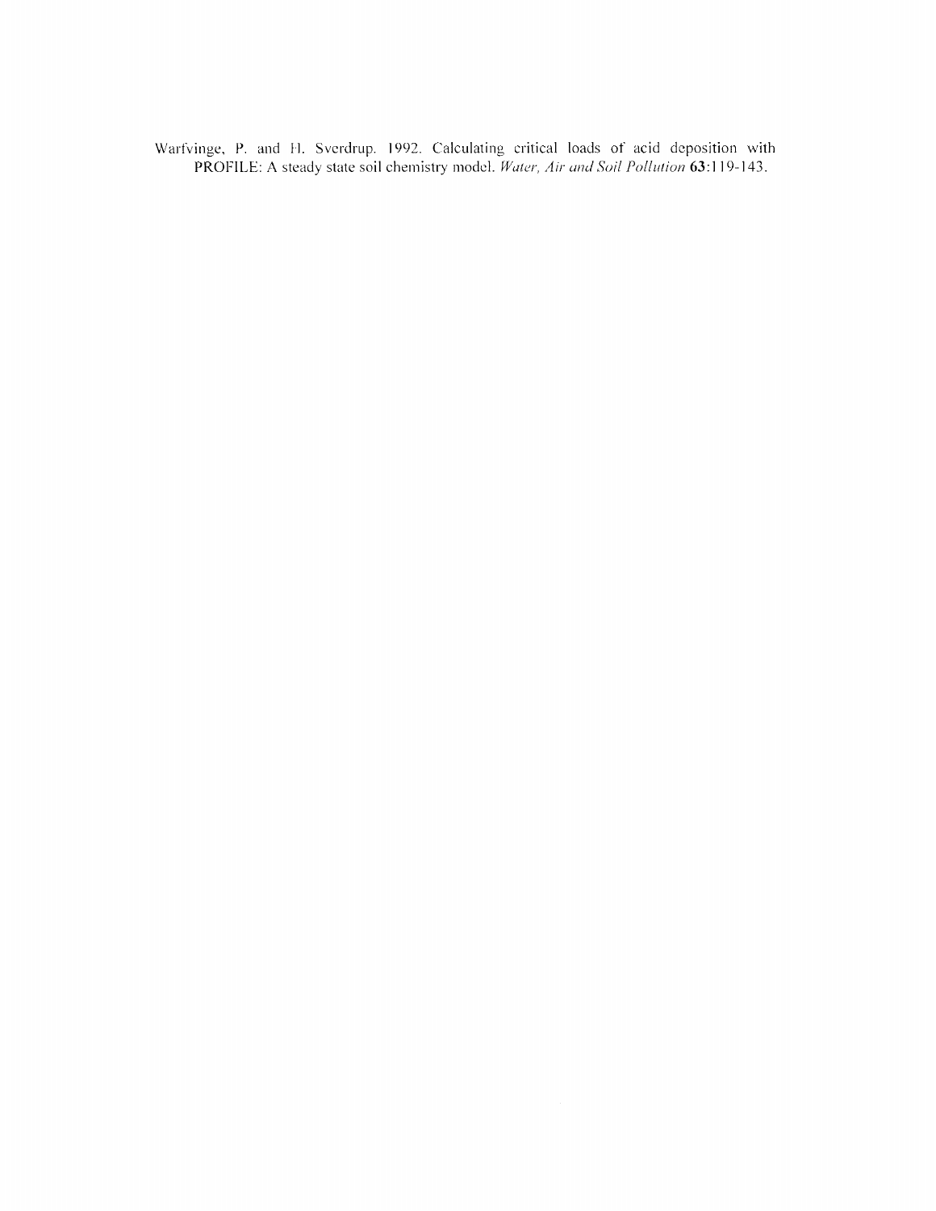Warfvinge, P. and H. Sverdrup. 1992. Calculating critical loads of acid deposition with PROFILE: A steady state soil chemistry model. *Water, Air and Soil Pollution* **63**:119-143.